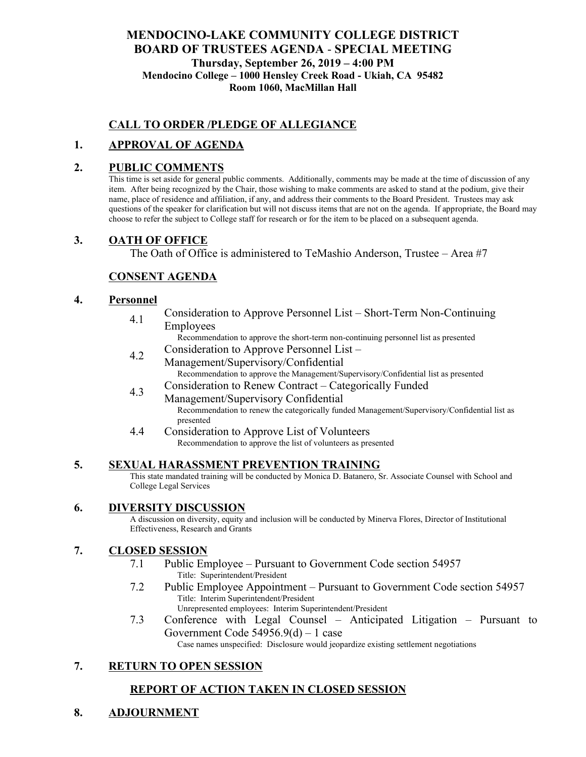# MENDOCINO-LAKE COMMUNITY COLLEGE DISTRICT
# BOARD OF TRUSTEES AGENDA - SPECIAL MEETING

**Thursday, September 26, 2019 – 4:00 PM**
**Mendocino College – 1000 Hensley Creek Road - Ukiah, CA 95482**
**Room 1060, MacMillan Hall**

## CALL TO ORDER /PLEDGE OF ALLEGIANCE

## 1. APPROVAL OF AGENDA

## 2. PUBLIC COMMENTS

This time is set aside for general public comments. Additionally, comments may be made at the time of discussion of any item. After being recognized by the Chair, those wishing to make comments are asked to stand at the podium, give their name, place of residence and affiliation, if any, and address their comments to the Board President. Trustees may ask questions of the speaker for clarification but will not discuss items that are not on the agenda. If appropriate, the Board may choose to refer the subject to College staff for research or for the item to be placed on a subsequent agenda.

## 3. OATH OF OFFICE

The Oath of Office is administered to TeMashio Anderson, Trustee – Area #7

## CONSENT AGENDA

## 4. Personnel

4.1 Consideration to Approve Personnel List – Short-Term Non-Continuing Employees
Recommendation to approve the short-term non-continuing personnel list as presented

4.2 Consideration to Approve Personnel List – Management/Supervisory/Confidential
Recommendation to approve the Management/Supervisory/Confidential list as presented

4.3 Consideration to Renew Contract – Categorically Funded Management/Supervisory Confidential
Recommendation to renew the categorically funded Management/Supervisory/Confidential list as presented

4.4 Consideration to Approve List of Volunteers
Recommendation to approve the list of volunteers as presented

## 5. SEXUAL HARASSMENT PREVENTION TRAINING

This state mandated training will be conducted by Monica D. Batanero, Sr. Associate Counsel with School and College Legal Services

## 6. DIVERSITY DISCUSSION

A discussion on diversity, equity and inclusion will be conducted by Minerva Flores, Director of Institutional Effectiveness, Research and Grants

## 7. CLOSED SESSION

7.1 Public Employee – Pursuant to Government Code section 54957
Title: Superintendent/President

7.2 Public Employee Appointment – Pursuant to Government Code section 54957
Title: Interim Superintendent/President
Unrepresented employees: Interim Superintendent/President

7.3 Conference with Legal Counsel – Anticipated Litigation – Pursuant to Government Code 54956.9(d) – 1 case
Case names unspecified: Disclosure would jeopardize existing settlement negotiations

## 7. RETURN TO OPEN SESSION

## REPORT OF ACTION TAKEN IN CLOSED SESSION

## 8. ADJOURNMENT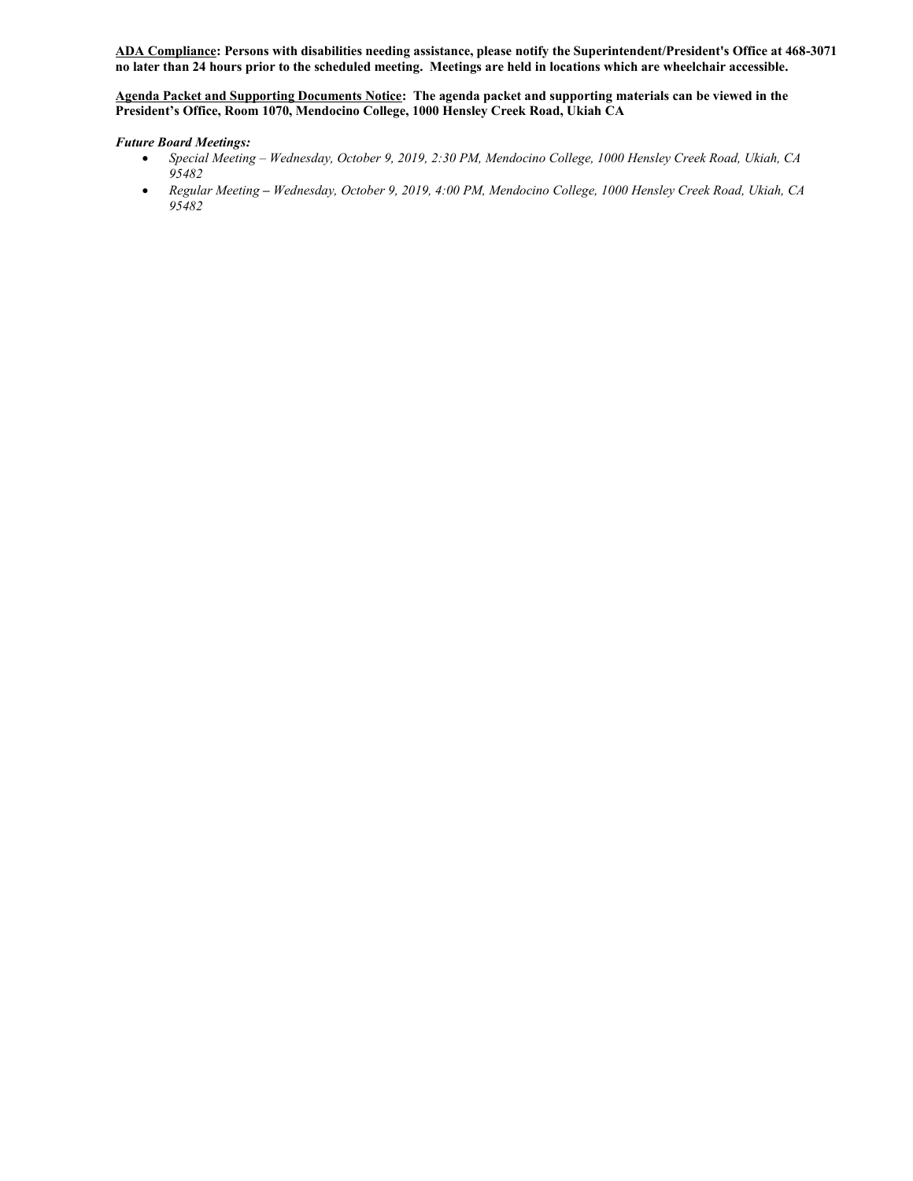**<u>ADA Compliance</u>: Persons with disabilities needing assistance, please notify the Superintendent/President's Office at 468-3071 no later than 24 hours prior to the scheduled meeting. Meetings are held in locations which are wheelchair accessible.**

**<u>Agenda Packet and Supporting Documents Notice</u>: The agenda packet and supporting materials can be viewed in the President's Office, Room 1070, Mendocino College, 1000 Hensley Creek Road, Ukiah CA**

***Future Board Meetings:***

- *Special Meeting – Wednesday, October 9, 2019, 2:30 PM, Mendocino College, 1000 Hensley Creek Road, Ukiah, CA 95482*
- *Regular Meeting – Wednesday, October 9, 2019, 4:00 PM, Mendocino College, 1000 Hensley Creek Road, Ukiah, CA 95482*